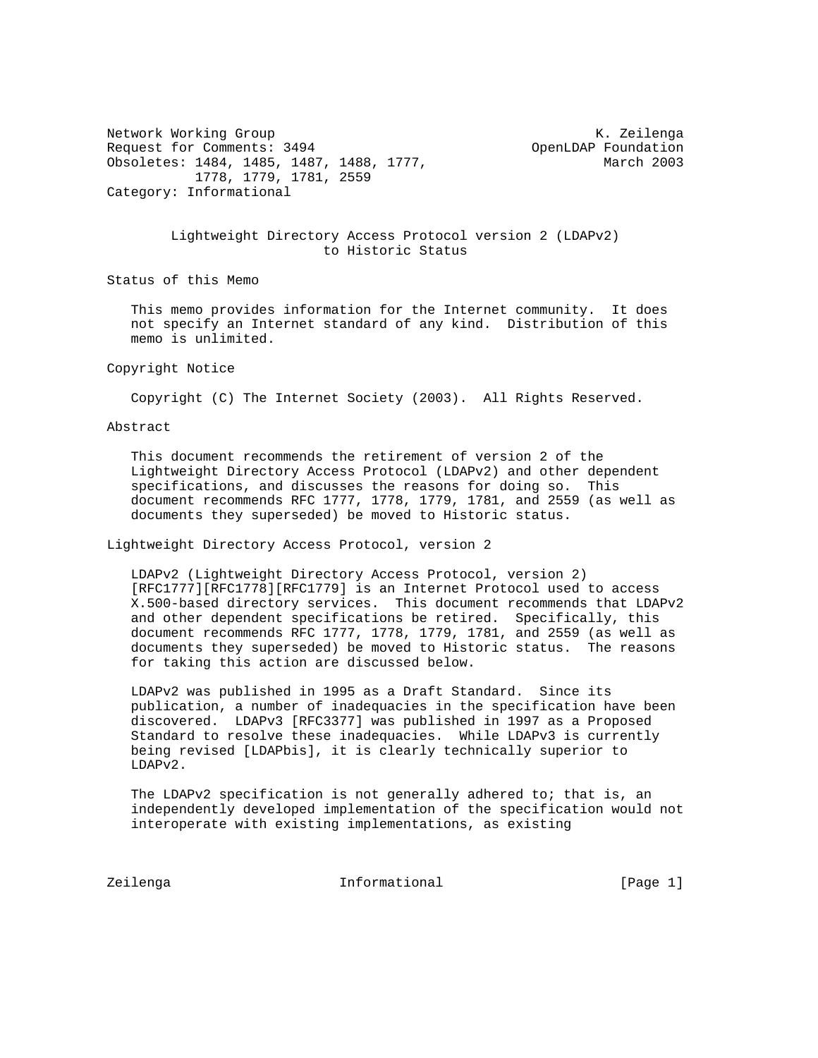Network Working Group K. Zeilenga
Request for Comments: 3494 OpenLDAP Foundation
Obsoletes: 1484, 1485, 1487, 1488, 1777, 1778, 1779, 1781, 2559
March 2003
Category: Informational

# Lightweight Directory Access Protocol version 2 (LDAPv2) to Historic Status

## Status of this Memo

This memo provides information for the Internet community. It does not specify an Internet standard of any kind. Distribution of this memo is unlimited.

## Copyright Notice

Copyright (C) The Internet Society (2003). All Rights Reserved.

## Abstract

This document recommends the retirement of version 2 of the Lightweight Directory Access Protocol (LDAPv2) and other dependent specifications, and discusses the reasons for doing so. This document recommends RFC 1777, 1778, 1779, 1781, and 2559 (as well as documents they superseded) be moved to Historic status.

## Lightweight Directory Access Protocol, version 2

LDAPv2 (Lightweight Directory Access Protocol, version 2) [RFC1777][RFC1778][RFC1779] is an Internet Protocol used to access X.500-based directory services. This document recommends that LDAPv2 and other dependent specifications be retired. Specifically, this document recommends RFC 1777, 1778, 1779, 1781, and 2559 (as well as documents they superseded) be moved to Historic status. The reasons for taking this action are discussed below.

LDAPv2 was published in 1995 as a Draft Standard. Since its publication, a number of inadequacies in the specification have been discovered. LDAPv3 [RFC3377] was published in 1997 as a Proposed Standard to resolve these inadequacies. While LDAPv3 is currently being revised [LDAPbis], it is clearly technically superior to LDAPv2.

The LDAPv2 specification is not generally adhered to; that is, an independently developed implementation of the specification would not interoperate with existing implementations, as existing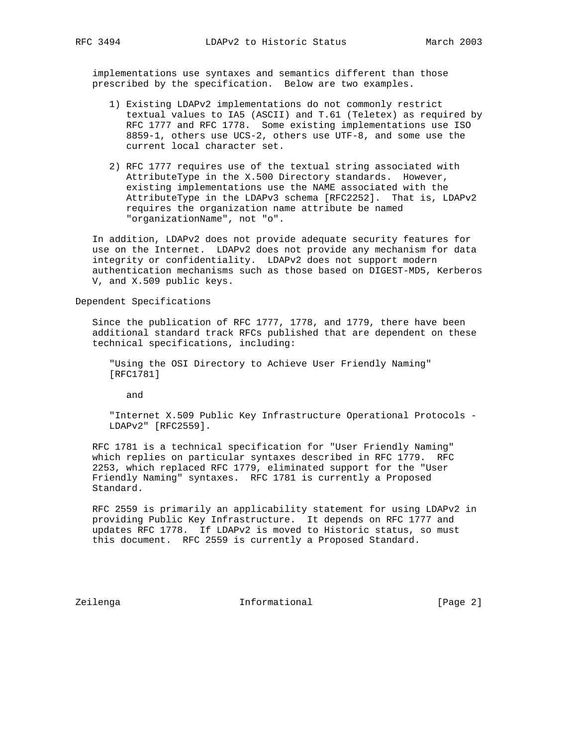implementations use syntaxes and semantics different than those prescribed by the specification. Below are two examples.

1) Existing LDAPv2 implementations do not commonly restrict textual values to IA5 (ASCII) and T.61 (Teletex) as required by RFC 1777 and RFC 1778. Some existing implementations use ISO 8859-1, others use UCS-2, others use UTF-8, and some use the current local character set.

2) RFC 1777 requires use of the textual string associated with AttributeType in the X.500 Directory standards. However, existing implementations use the NAME associated with the AttributeType in the LDAPv3 schema [RFC2252]. That is, LDAPv2 requires the organization name attribute be named "organizationName", not "o".

In addition, LDAPv2 does not provide adequate security features for use on the Internet. LDAPv2 does not provide any mechanism for data integrity or confidentiality. LDAPv2 does not support modern authentication mechanisms such as those based on DIGEST-MD5, Kerberos V, and X.509 public keys.

## Dependent Specifications

Since the publication of RFC 1777, 1778, and 1779, there have been additional standard track RFCs published that are dependent on these technical specifications, including:

"Using the OSI Directory to Achieve User Friendly Naming" [RFC1781]

and

"Internet X.509 Public Key Infrastructure Operational Protocols - LDAPv2" [RFC2559].

RFC 1781 is a technical specification for "User Friendly Naming" which replies on particular syntaxes described in RFC 1779. RFC 2253, which replaced RFC 1779, eliminated support for the "User Friendly Naming" syntaxes. RFC 1781 is currently a Proposed Standard.

RFC 2559 is primarily an applicability statement for using LDAPv2 in providing Public Key Infrastructure. It depends on RFC 1777 and updates RFC 1778. If LDAPv2 is moved to Historic status, so must this document. RFC 2559 is currently a Proposed Standard.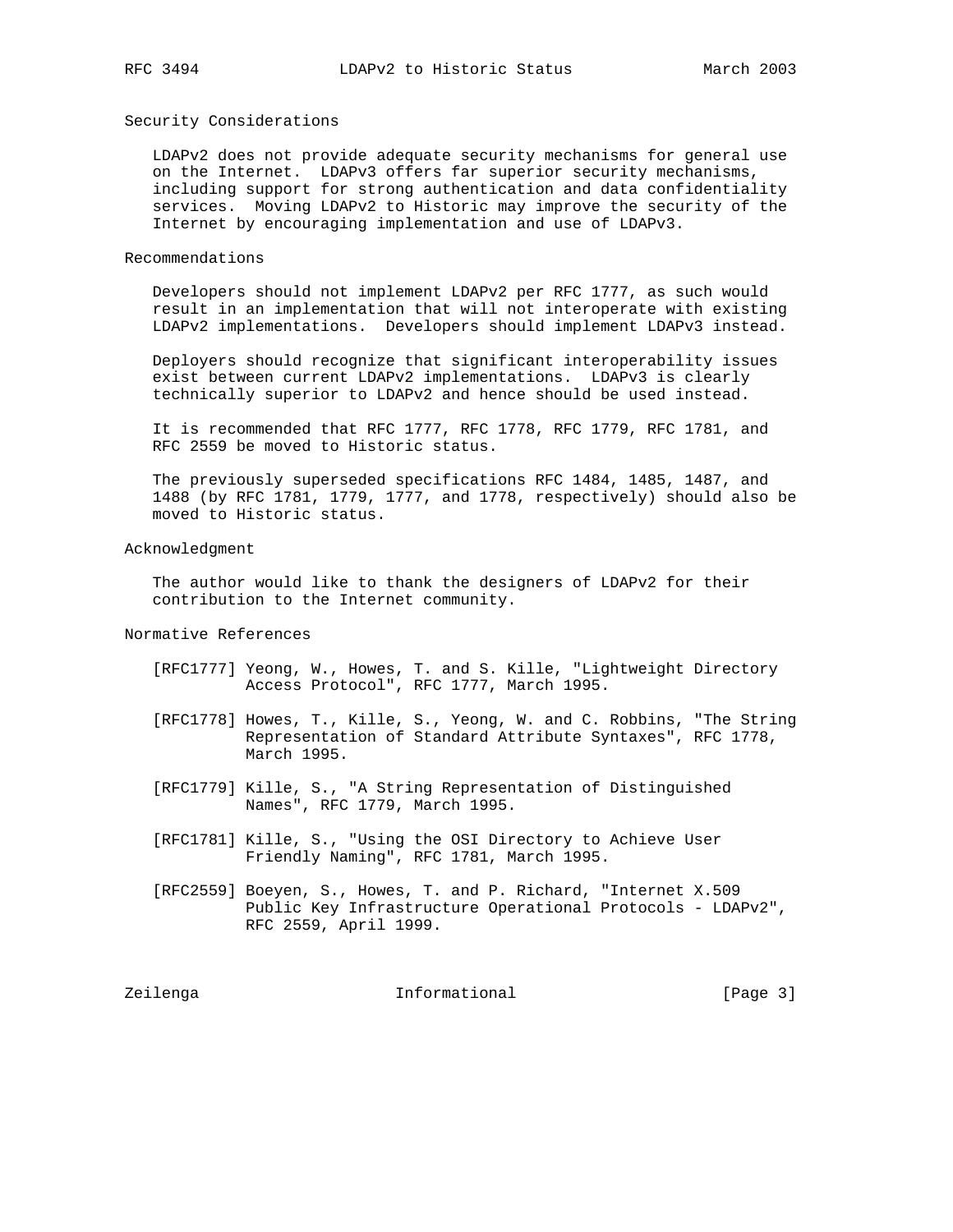## Security Considerations

LDAPv2 does not provide adequate security mechanisms for general use on the Internet. LDAPv3 offers far superior security mechanisms, including support for strong authentication and data confidentiality services. Moving LDAPv2 to Historic may improve the security of the Internet by encouraging implementation and use of LDAPv3.

## Recommendations

Developers should not implement LDAPv2 per RFC 1777, as such would result in an implementation that will not interoperate with existing LDAPv2 implementations. Developers should implement LDAPv3 instead.

Deployers should recognize that significant interoperability issues exist between current LDAPv2 implementations. LDAPv3 is clearly technically superior to LDAPv2 and hence should be used instead.

It is recommended that RFC 1777, RFC 1778, RFC 1779, RFC 1781, and RFC 2559 be moved to Historic status.

The previously superseded specifications RFC 1484, 1485, 1487, and 1488 (by RFC 1781, 1779, 1777, and 1778, respectively) should also be moved to Historic status.

## Acknowledgment

The author would like to thank the designers of LDAPv2 for their contribution to the Internet community.

## Normative References

[RFC1777] Yeong, W., Howes, T. and S. Kille, "Lightweight Directory Access Protocol", RFC 1777, March 1995.

[RFC1778] Howes, T., Kille, S., Yeong, W. and C. Robbins, "The String Representation of Standard Attribute Syntaxes", RFC 1778, March 1995.

[RFC1779] Kille, S., "A String Representation of Distinguished Names", RFC 1779, March 1995.

[RFC1781] Kille, S., "Using the OSI Directory to Achieve User Friendly Naming", RFC 1781, March 1995.

[RFC2559] Boeyen, S., Howes, T. and P. Richard, "Internet X.509 Public Key Infrastructure Operational Protocols - LDAPv2", RFC 2559, April 1999.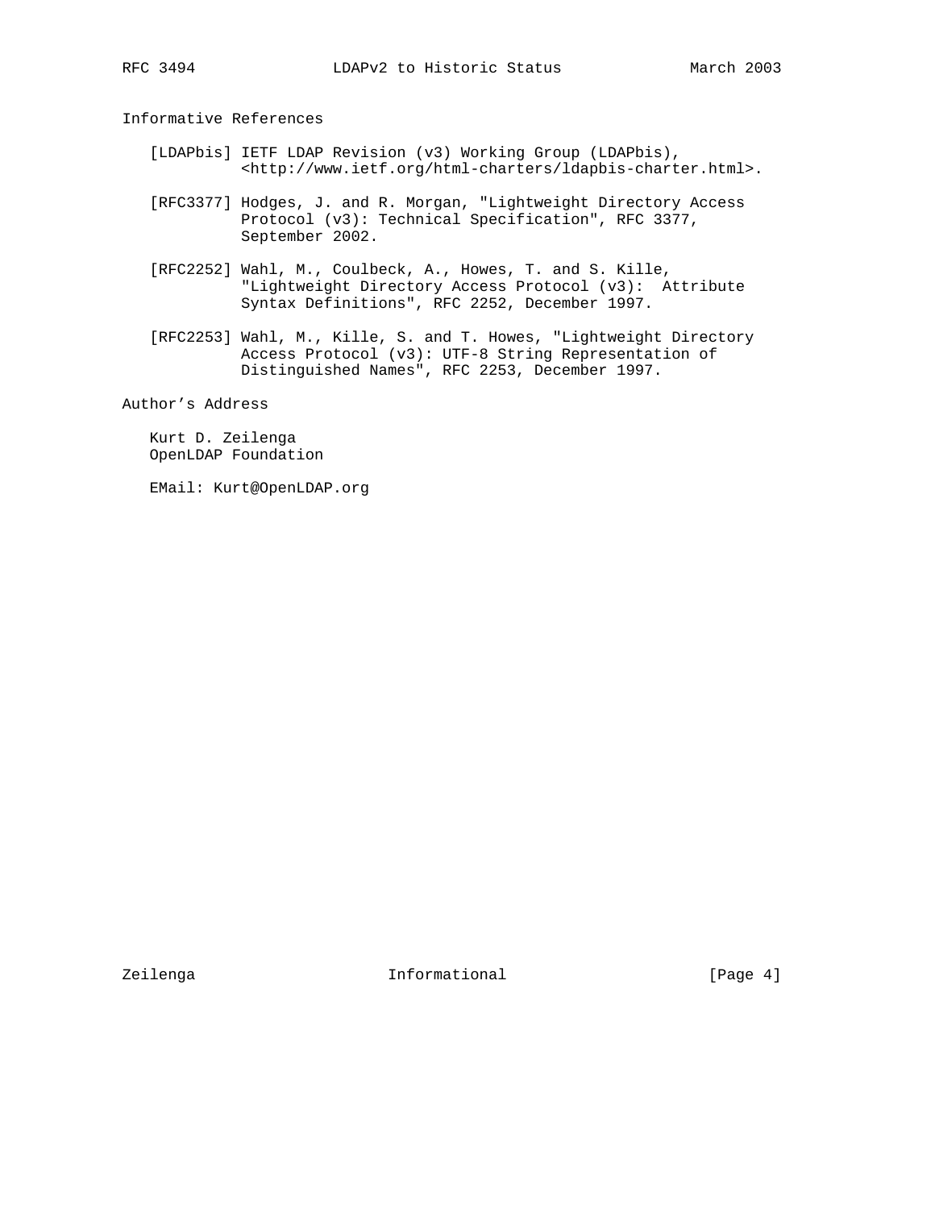## Informative References

[LDAPbis] IETF LDAP Revision (v3) Working Group (LDAPbis), <http://www.ietf.org/html-charters/ldapbis-charter.html>.

[RFC3377] Hodges, J. and R. Morgan, "Lightweight Directory Access Protocol (v3): Technical Specification", RFC 3377, September 2002.

[RFC2252] Wahl, M., Coulbeck, A., Howes, T. and S. Kille, "Lightweight Directory Access Protocol (v3): Attribute Syntax Definitions", RFC 2252, December 1997.

[RFC2253] Wahl, M., Kille, S. and T. Howes, "Lightweight Directory Access Protocol (v3): UTF-8 String Representation of Distinguished Names", RFC 2253, December 1997.

## Author's Address

Kurt D. Zeilenga
OpenLDAP Foundation

EMail: Kurt@OpenLDAP.org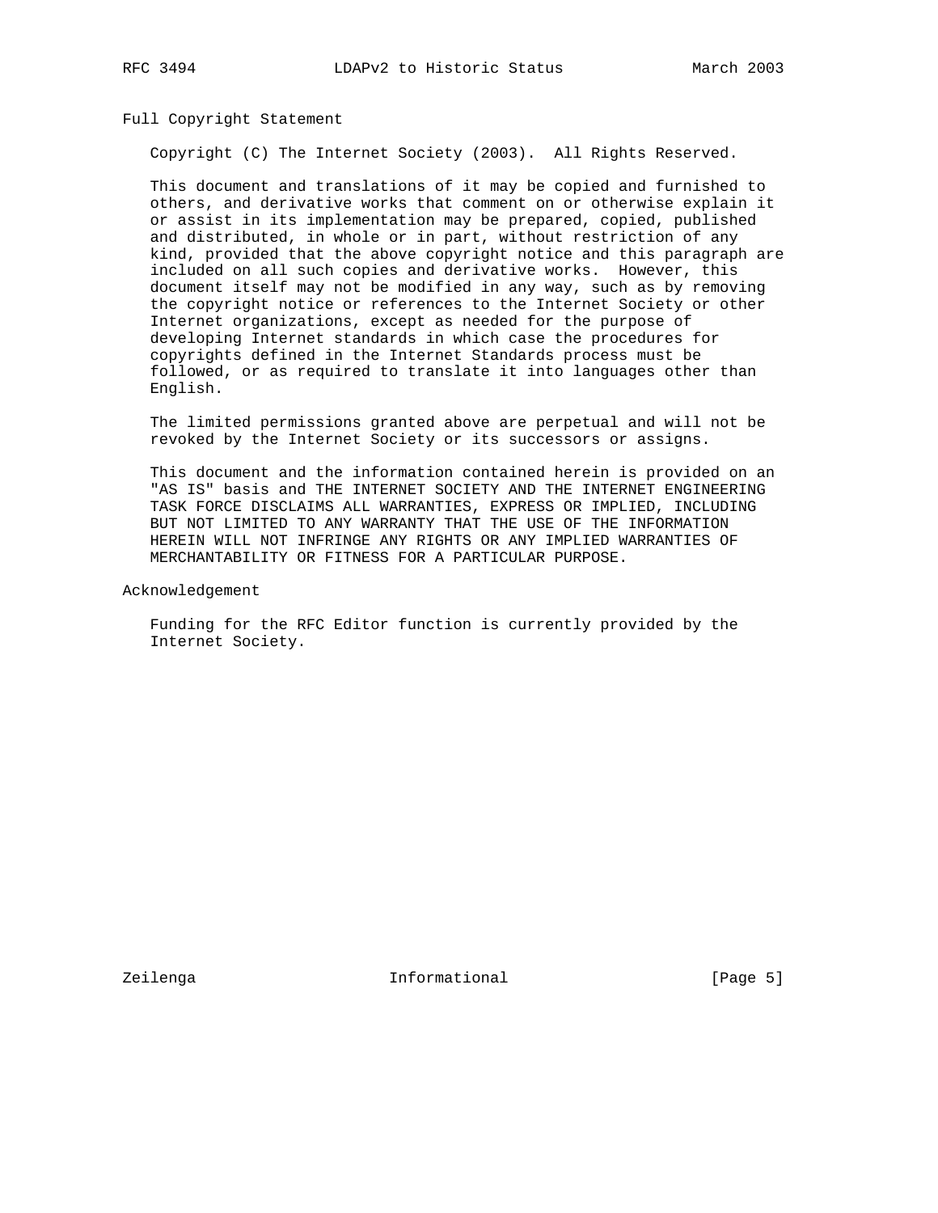## Full Copyright Statement

Copyright (C) The Internet Society (2003). All Rights Reserved.

This document and translations of it may be copied and furnished to others, and derivative works that comment on or otherwise explain it or assist in its implementation may be prepared, copied, published and distributed, in whole or in part, without restriction of any kind, provided that the above copyright notice and this paragraph are included on all such copies and derivative works. However, this document itself may not be modified in any way, such as by removing the copyright notice or references to the Internet Society or other Internet organizations, except as needed for the purpose of developing Internet standards in which case the procedures for copyrights defined in the Internet Standards process must be followed, or as required to translate it into languages other than English.

The limited permissions granted above are perpetual and will not be revoked by the Internet Society or its successors or assigns.

This document and the information contained herein is provided on an "AS IS" basis and THE INTERNET SOCIETY AND THE INTERNET ENGINEERING TASK FORCE DISCLAIMS ALL WARRANTIES, EXPRESS OR IMPLIED, INCLUDING BUT NOT LIMITED TO ANY WARRANTY THAT THE USE OF THE INFORMATION HEREIN WILL NOT INFRINGE ANY RIGHTS OR ANY IMPLIED WARRANTIES OF MERCHANTABILITY OR FITNESS FOR A PARTICULAR PURPOSE.

## Acknowledgement

Funding for the RFC Editor function is currently provided by the Internet Society.